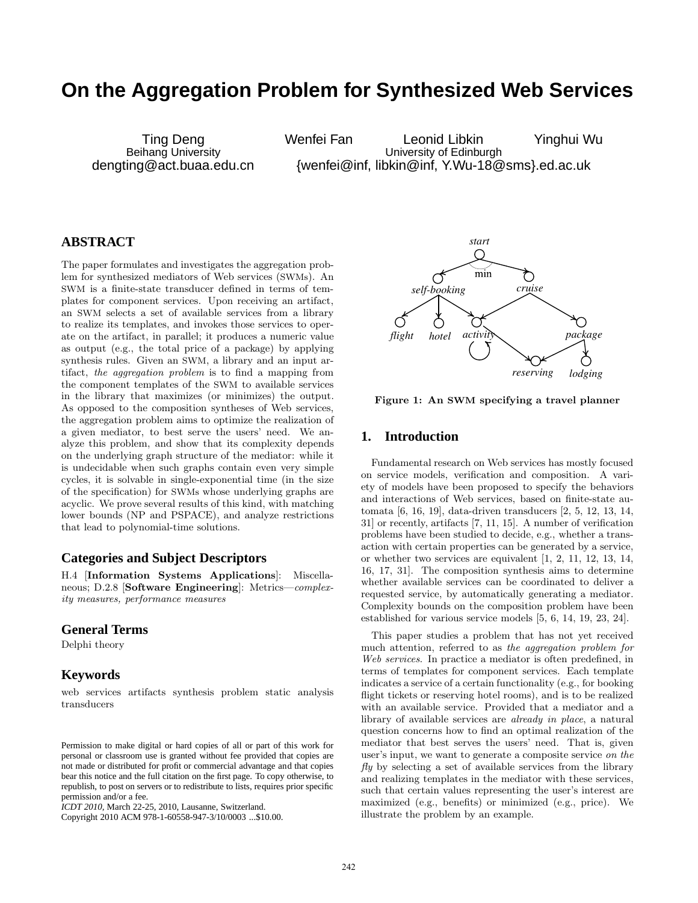# On the Aggregation Problem for Synthesized Web Services

Ting Deng
Beihang University
dengting@act.buaa.edu.cn

Wenfei Fan, Leonid Libkin, Yinghui Wu
University of Edinburgh
{wenfei@inf, libkin@inf, Y.Wu-18@sms}.ed.ac.uk

## ABSTRACT

The paper formulates and investigates the aggregation problem for synthesized mediators of Web services (SWMs). An SWM is a finite-state transducer defined in terms of templates for component services. Upon receiving an artifact, an SWM selects a set of available services from a library to realize its templates, and invokes those services to operate on the artifact, in parallel; it produces a numeric value as output (e.g., the total price of a package) by applying synthesis rules. Given an SWM, a library and an input artifact, *the aggregation problem* is to find a mapping from the component templates of the SWM to available services in the library that maximizes (or minimizes) the output. As opposed to the composition syntheses of Web services, the aggregation problem aims to optimize the realization of a given mediator, to best serve the users' need. We analyze this problem, and show that its complexity depends on the underlying graph structure of the mediator: while it is undecidable when such graphs contain even very simple cycles, it is solvable in single-exponential time (in the size of the specification) for SWMs whose underlying graphs are acyclic. We prove several results of this kind, with matching lower bounds (NP and PSPACE), and analyze restrictions that lead to polynomial-time solutions.

## Categories and Subject Descriptors

H.4 [**Information Systems Applications**]: Miscellaneous; D.2.8 [**Software Engineering**]: Metrics—*complexity measures, performance measures*

## General Terms

Delphi theory

## Keywords

web services artifacts synthesis problem static analysis transducers

Permission to make digital or hard copies of all or part of this work for personal or classroom use is granted without fee provided that copies are not made or distributed for profit or commercial advantage and that copies bear this notice and the full citation on the first page. To copy otherwise, to republish, to post on servers or to redistribute to lists, requires prior specific permission and/or a fee.
*ICDT 2010*, March 22-25, 2010, Lausanne, Switzerland.
Copyright 2010 ACM 978-1-60558-947-3/10/0003 ...$10.00.

**Figure 1: An SWM specifying a travel planner**

## 1. Introduction

Fundamental research on Web services has mostly focused on service models, verification and composition. A variety of models have been proposed to specify the behaviors and interactions of Web services, based on finite-state automata [6, 16, 19], data-driven transducers [2, 5, 12, 13, 14, 31] or recently, artifacts [7, 11, 15]. A number of verification problems have been studied to decide, e.g., whether a transaction with certain properties can be generated by a service, or whether two services are equivalent [1, 2, 11, 12, 13, 14, 16, 17, 31]. The composition synthesis aims to determine whether available services can be coordinated to deliver a requested service, by automatically generating a mediator. Complexity bounds on the composition problem have been established for various service models [5, 6, 14, 19, 23, 24].

This paper studies a problem that has not yet received much attention, referred to as *the aggregation problem for Web services*. In practice a mediator is often predefined, in terms of templates for component services. Each template indicates a service of a certain functionality (e.g., for booking flight tickets or reserving hotel rooms), and is to be realized with an available service. Provided that a mediator and a library of available services are *already in place*, a natural question concerns how to find an optimal realization of the mediator that best serves the users' need. That is, given user's input, we want to generate a composite service *on the fly* by selecting a set of available services from the library and realizing templates in the mediator with these services, such that certain values representing the user's interest are maximized (e.g., benefits) or minimized (e.g., price). We illustrate the problem by an example.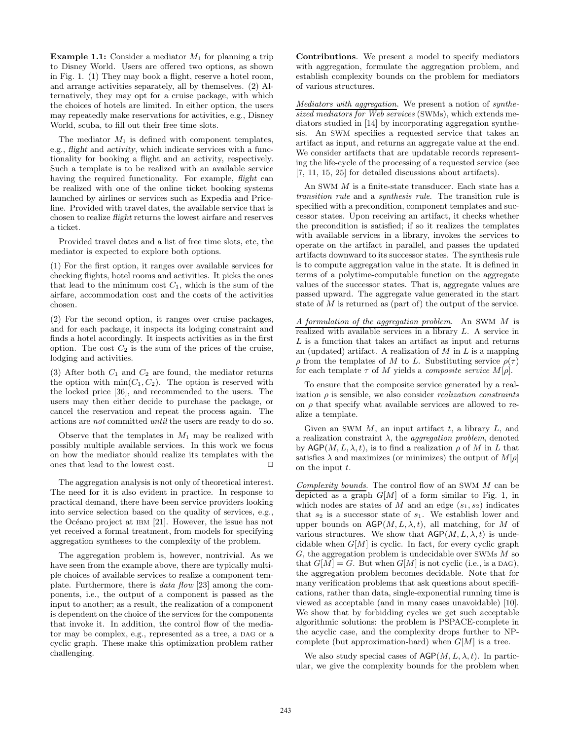**Example 1.1:** Consider a mediator $M_1$ for planning a trip to Disney World. Users are offered two options, as shown in Fig. 1. (1) They may book a flight, reserve a hotel room, and arrange activities separately, all by themselves. (2) Alternatively, they may opt for a cruise package, with which the choices of hotels are limited. In either option, the users may repeatedly make reservations for activities, e.g., Disney World, scuba, to fill out their free time slots.

The mediator $M_1$ is defined with component templates, e.g., *flight* and *activity*, which indicate services with a functionality for booking a flight and an activity, respectively. Such a template is to be realized with an available service having the required functionality. For example, *flight* can be realized with one of the online ticket booking systems launched by airlines or services such as Expedia and Priceline. Provided with travel dates, the available service that is chosen to realize *flight* returns the lowest airfare and reserves a ticket.

Provided travel dates and a list of free time slots, etc, the mediator is expected to explore both options.

(1) For the first option, it ranges over available services for checking flights, hotel rooms and activities. It picks the ones that lead to the minimum cost $C_1$, which is the sum of the airfare, accommodation cost and the costs of the activities chosen.

(2) For the second option, it ranges over cruise packages, and for each package, it inspects its lodging constraint and finds a hotel accordingly. It inspects activities as in the first option. The cost $C_2$ is the sum of the prices of the cruise, lodging and activities.

(3) After both $C_1$ and $C_2$ are found, the mediator returns the option with $\min(C_1, C_2)$. The option is reserved with the locked price [36], and recommended to the users. The users may then either decide to purchase the package, or cancel the reservation and repeat the process again. The actions are *not* committed *until* the users are ready to do so.

Observe that the templates in $M_1$ may be realized with possibly multiple available services. In this work we focus on how the mediator should realize its templates with the ones that lead to the lowest cost. □

The aggregation analysis is not only of theoretical interest. The need for it is also evident in practice. In response to practical demand, there have been service providers looking into service selection based on the quality of services, e.g., the Océano project at IBM [21]. However, the issue has not yet received a formal treatment, from models for specifying aggregation syntheses to the complexity of the problem.

The aggregation problem is, however, nontrivial. As we have seen from the example above, there are typically multiple choices of available services to realize a component template. Furthermore, there is *data flow* [23] among the components, i.e., the output of a component is passed as the input to another; as a result, the realization of a component is dependent on the choice of the services for the components that invoke it. In addition, the control flow of the mediator may be complex, e.g., represented as a tree, a DAG or a cyclic graph. These make this optimization problem rather challenging.

**Contributions**. We present a model to specify mediators with aggregation, formulate the aggregation problem, and establish complexity bounds on the problem for mediators of various structures.

*Mediators with aggregation*. We present a notion of *synthesized mediators for Web services* (SWMs), which extends mediators studied in [14] by incorporating aggregation synthesis. An SWM specifies a requested service that takes an artifact as input, and returns an aggregate value at the end. We consider artifacts that are updatable records representing the life-cycle of the processing of a requested service (see [7, 11, 15, 25] for detailed discussions about artifacts).

An SWM $M$ is a finite-state transducer. Each state has a *transition rule* and a *synthesis rule*. The transition rule is specified with a precondition, component templates and successor states. Upon receiving an artifact, it checks whether the precondition is satisfied; if so it realizes the templates with available services in a library, invokes the services to operate on the artifact in parallel, and passes the updated artifacts downward to its successor states. The synthesis rule is to compute aggregation value in the state. It is defined in terms of a polytime-computable function on the aggregate values of the successor states. That is, aggregate values are passed upward. The aggregate value generated in the start state of $M$ is returned as (part of) the output of the service.

*A formulation of the aggregation problem*. An SWM $M$ is realized with available services in a library $L$. A service in $L$ is a function that takes an artifact as input and returns an (updated) artifact. A realization of $M$ in $L$ is a mapping $\rho$ from the templates of $M$ to $L$. Substituting service $\rho(\tau)$ for each template $\tau$ of $M$ yields a *composite service* $M[\rho]$.

To ensure that the composite service generated by a realization $\rho$ is sensible, we also consider *realization constraints* on $\rho$ that specify what available services are allowed to realize a template.

Given an SWM $M$, an input artifact $t$, a library $L$, and a realization constraint $\lambda$, the *aggregation problem*, denoted by $\mathsf{AGP}(M, L, \lambda, t)$, is to find a realization $\rho$ of $M$ in $L$ that satisfies $\lambda$ and maximizes (or minimizes) the output of $M[\rho]$ on the input $t$.

*Complexity bounds*. The control flow of an SWM $M$ can be depicted as a graph $G[M]$ of a form similar to Fig. 1, in which nodes are states of $M$ and an edge $(s_1, s_2)$ indicates that $s_2$ is a successor state of $s_1$. We establish lower and upper bounds on $\mathsf{AGP}(M, L, \lambda, t)$, all matching, for $M$ of various structures. We show that $\mathsf{AGP}(M, L, \lambda, t)$ is undecidable when $G[M]$ is cyclic. In fact, for every cyclic graph $G$, the aggregation problem is undecidable over SWMs $M$ so that $G[M] = G$. But when $G[M]$ is not cyclic (i.e., is a DAG), the aggregation problem becomes decidable. Note that for many verification problems that ask questions about specifications, rather than data, single-exponential running time is viewed as acceptable (and in many cases unavoidable) [10]. We show that by forbidding cycles we get such acceptable algorithmic solutions: the problem is PSPACE-complete in the acyclic case, and the complexity drops further to NP-complete (but approximation-hard) when $G[M]$ is a tree.

We also study special cases of $\mathsf{AGP}(M, L, \lambda, t)$. In particular, we give the complexity bounds for the problem when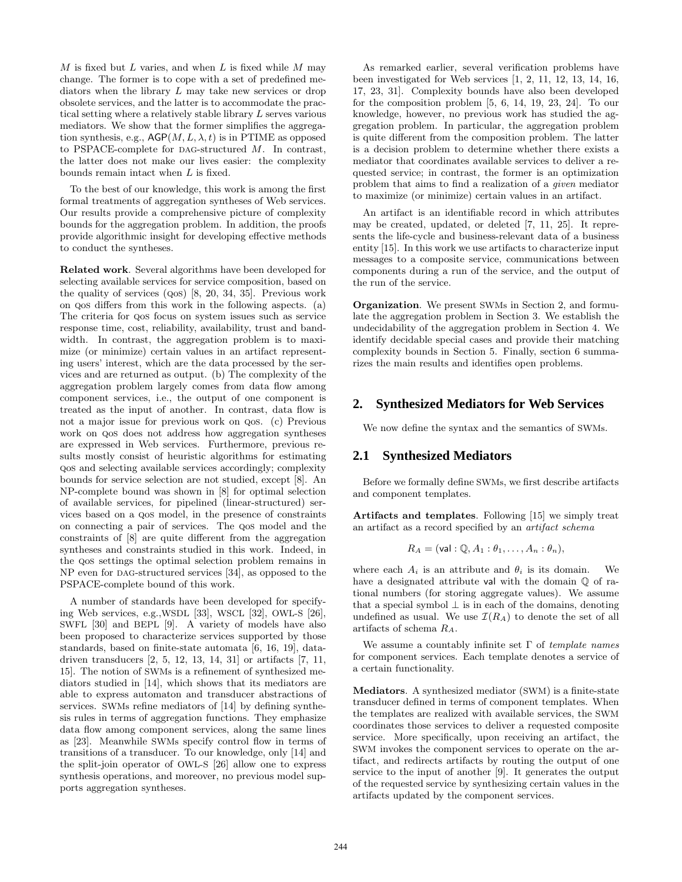$M$ is fixed but $L$ varies, and when $L$ is fixed while $M$ may change. The former is to cope with a set of predefined mediators when the library $L$ may take new services or drop obsolete services, and the latter is to accommodate the practical setting where a relatively stable library $L$ serves various mediators. We show that the former simplifies the aggregation synthesis, e.g., $\mathsf{AGP}(M, L, \lambda, t)$ is in PTIME as opposed to PSPACE-complete for DAG-structured $M$. In contrast, the latter does not make our lives easier: the complexity bounds remain intact when $L$ is fixed.

To the best of our knowledge, this work is among the first formal treatments of aggregation syntheses of Web services. Our results provide a comprehensive picture of complexity bounds for the aggregation problem. In addition, the proofs provide algorithmic insight for developing effective methods to conduct the syntheses.

**Related work**. Several algorithms have been developed for selecting available services for service composition, based on the quality of services (QoS) [8, 20, 34, 35]. Previous work on QoS differs from this work in the following aspects. (a) The criteria for QoS focus on system issues such as service response time, cost, reliability, availability, trust and bandwidth. In contrast, the aggregation problem is to maximize (or minimize) certain values in an artifact representing users' interest, which are the data processed by the services and are returned as output. (b) The complexity of the aggregation problem largely comes from data flow among component services, i.e., the output of one component is treated as the input of another. In contrast, data flow is not a major issue for previous work on QoS. (c) Previous work on QoS does not address how aggregation syntheses are expressed in Web services. Furthermore, previous results mostly consist of heuristic algorithms for estimating QoS and selecting available services accordingly; complexity bounds for service selection are not studied, except [8]. An NP-complete bound was shown in [8] for optimal selection of available services, for pipelined (linear-structured) services based on a QoS model, in the presence of constraints on connecting a pair of services. The QoS model and the constraints of [8] are quite different from the aggregation syntheses and constraints studied in this work. Indeed, in the QoS settings the optimal selection problem remains in NP even for DAG-structured services [34], as opposed to the PSPACE-complete bound of this work.

A number of standards have been developed for specifying Web services, e.g.,WSDL [33], WSCL [32], OWL-S [26], SWFL [30] and BEPL [9]. A variety of models have also been proposed to characterize services supported by those standards, based on finite-state automata [6, 16, 19], data-driven transducers [2, 5, 12, 13, 14, 31] or artifacts [7, 11, 15]. The notion of SWMs is a refinement of synthesized mediators studied in [14], which shows that its mediators are able to express automaton and transducer abstractions of services. SWMs refine mediators of [14] by defining synthesis rules in terms of aggregation functions. They emphasize data flow among component services, along the same lines as [23]. Meanwhile SWMs specify control flow in terms of transitions of a transducer. To our knowledge, only [14] and the split-join operator of OWL-S [26] allow one to express synthesis operations, and moreover, no previous model supports aggregation syntheses.

As remarked earlier, several verification problems have been investigated for Web services [1, 2, 11, 12, 13, 14, 16, 17, 23, 31]. Complexity bounds have also been developed for the composition problem [5, 6, 14, 19, 23, 24]. To our knowledge, however, no previous work has studied the aggregation problem. In particular, the aggregation problem is quite different from the composition problem. The latter is a decision problem to determine whether there exists a mediator that coordinates available services to deliver a requested service; in contrast, the former is an optimization problem that aims to find a realization of a *given* mediator to maximize (or minimize) certain values in an artifact.

An artifact is an identifiable record in which attributes may be created, updated, or deleted [7, 11, 25]. It represents the life-cycle and business-relevant data of a business entity [15]. In this work we use artifacts to characterize input messages to a composite service, communications between components during a run of the service, and the output of the run of the service.

**Organization**. We present SWMs in Section 2, and formulate the aggregation problem in Section 3. We establish the undecidability of the aggregation problem in Section 4. We identify decidable special cases and provide their matching complexity bounds in Section 5. Finally, section 6 summarizes the main results and identifies open problems.

## 2. Synthesized Mediators for Web Services

We now define the syntax and the semantics of SWMs.

### 2.1 Synthesized Mediators

Before we formally define SWMs, we first describe artifacts and component templates.

**Artifacts and templates**. Following [15] we simply treat an artifact as a record specified by an *artifact schema*

$$R_A = (\mathsf{val} : \mathbb{Q}, A_1 : \theta_1, \ldots, A_n : \theta_n),$$

where each $A_i$ is an attribute and $\theta_i$ is its domain. We have a designated attribute $\mathsf{val}$ with the domain $\mathbb{Q}$ of rational numbers (for storing aggregate values). We assume that a special symbol $\perp$ is in each of the domains, denoting undefined as usual. We use $\mathcal{I}(R_A)$ to denote the set of all artifacts of schema $R_A$.

We assume a countably infinite set $\Gamma$ of *template names* for component services. Each template denotes a service of a certain functionality.

**Mediators**. A synthesized mediator (SWM) is a finite-state transducer defined in terms of component templates. When the templates are realized with available services, the SWM coordinates those services to deliver a requested composite service. More specifically, upon receiving an artifact, the SWM invokes the component services to operate on the artifact, and redirects artifacts by routing the output of one service to the input of another [9]. It generates the output of the requested service by synthesizing certain values in the artifacts updated by the component services.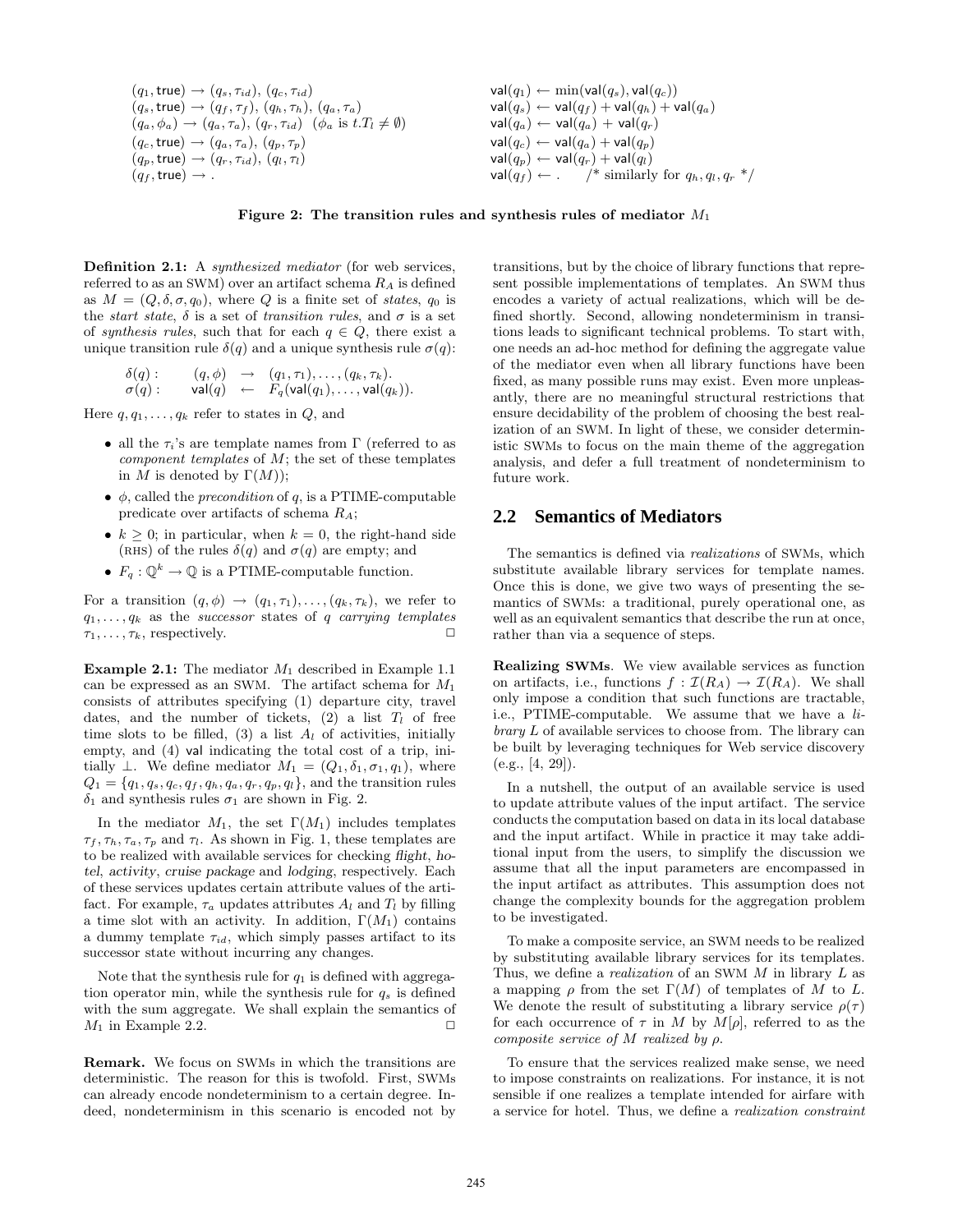$$
\begin{array}{l}
(q_1, \mathsf{true}) \rightarrow (q_s, \tau_{id}),\ (q_c, \tau_{id}) \\
(q_s, \mathsf{true}) \rightarrow (q_f, \tau_f),\ (q_h, \tau_h),\ (q_a, \tau_a) \\
(q_a, \phi_a) \rightarrow (q_a, \tau_a),\ (q_r, \tau_{id}) \quad (\phi_a \text{ is } t.T_l \neq \emptyset) \\
(q_c, \mathsf{true}) \rightarrow (q_a, \tau_a),\ (q_p, \tau_p) \\
(q_p, \mathsf{true}) \rightarrow (q_r, \tau_{id}),\ (q_l, \tau_l) \\
(q_f, \mathsf{true}) \rightarrow .
\end{array}
\qquad
\begin{array}{l}
\mathsf{val}(q_1) \leftarrow \min(\mathsf{val}(q_s), \mathsf{val}(q_c)) \\
\mathsf{val}(q_s) \leftarrow \mathsf{val}(q_f) + \mathsf{val}(q_h) + \mathsf{val}(q_a) \\
\mathsf{val}(q_a) \leftarrow \mathsf{val}(q_a)\ +\ \mathsf{val}(q_r) \\
\mathsf{val}(q_c) \leftarrow \mathsf{val}(q_a) + \mathsf{val}(q_p) \\
\mathsf{val}(q_p) \leftarrow \mathsf{val}(q_r) + \mathsf{val}(q_l) \\
\mathsf{val}(q_f) \leftarrow . \qquad \text{/* similarly for } q_h, q_l, q_r \text{ */}
\end{array}
$$

**Figure 2: The transition rules and synthesis rules of mediator $M_1$**

**Definition 2.1:** A *synthesized mediator* (for web services, referred to as an SWM) over an artifact schema $R_A$ is defined as $M = (Q, \delta, \sigma, q_0)$, where $Q$ is a finite set of *states*, $q_0$ is the *start state*, $\delta$ is a set of *transition rules*, and $\sigma$ is a set of *synthesis rules*, such that for each $q \in Q$, there exist a unique transition rule $\delta(q)$ and a unique synthesis rule $\sigma(q)$:

$$
\begin{array}{lrcl}
\delta(q): & (q, \phi) & \rightarrow & (q_1, \tau_1), \ldots, (q_k, \tau_k). \\
\sigma(q): & \mathsf{val}(q) & \leftarrow & F_q(\mathsf{val}(q_1), \ldots, \mathsf{val}(q_k)).
\end{array}
$$

Here $q, q_1, \ldots, q_k$ refer to states in $Q$, and

- all the $\tau_i$'s are template names from $\Gamma$ (referred to as *component templates* of $M$; the set of these templates in $M$ is denoted by $\Gamma(M)$);
- $\phi$, called the *precondition* of $q$, is a PTIME-computable predicate over artifacts of schema $R_A$;
- $k \geq 0$; in particular, when $k = 0$, the right-hand side (RHS) of the rules $\delta(q)$ and $\sigma(q)$ are empty; and
- $F_q : \mathbb{Q}^k \rightarrow \mathbb{Q}$ is a PTIME-computable function.

For a transition $(q, \phi) \rightarrow (q_1, \tau_1), \ldots, (q_k, \tau_k)$, we refer to $q_1, \ldots, q_k$ as the *successor* states of $q$ *carrying templates* $\tau_1, \ldots, \tau_k$, respectively. □

**Example 2.1:** The mediator $M_1$ described in Example 1.1 can be expressed as an SWM. The artifact schema for $M_1$ consists of attributes specifying (1) departure city, travel dates, and the number of tickets, (2) a list $T_l$ of free time slots to be filled, (3) a list $A_l$ of activities, initially empty, and (4) val indicating the total cost of a trip, initially $\perp$. We define mediator $M_1 = (Q_1, \delta_1, \sigma_1, q_1)$, where $Q_1 = \{q_1, q_s, q_c, q_f, q_h, q_a, q_r, q_p, q_l\}$, and the transition rules $\delta_1$ and synthesis rules $\sigma_1$ are shown in Fig. 2.

In the mediator $M_1$, the set $\Gamma(M_1)$ includes templates $\tau_f, \tau_h, \tau_a, \tau_p$ and $\tau_l$. As shown in Fig. 1, these templates are to be realized with available services for checking *flight*, *hotel*, *activity*, *cruise package* and *lodging*, respectively. Each of these services updates certain attribute values of the artifact. For example, $\tau_a$ updates attributes $A_l$ and $T_l$ by filling a time slot with an activity. In addition, $\Gamma(M_1)$ contains a dummy template $\tau_{id}$, which simply passes artifact to its successor state without incurring any changes.

Note that the synthesis rule for $q_1$ is defined with aggregation operator min, while the synthesis rule for $q_s$ is defined with the sum aggregate. We shall explain the semantics of $M_1$ in Example 2.2. □

**Remark.** We focus on SWMs in which the transitions are deterministic. The reason for this is twofold. First, SWMs can already encode nondeterminism to a certain degree. Indeed, nondeterminism in this scenario is encoded not by transitions, but by the choice of library functions that represent possible implementations of templates. An SWM thus encodes a variety of actual realizations, which will be defined shortly. Second, allowing nondeterminism in transitions leads to significant technical problems. To start with, one needs an ad-hoc method for defining the aggregate value of the mediator even when all library functions have been fixed, as many possible runs may exist. Even more unpleasantly, there are no meaningful structural restrictions that ensure decidability of the problem of choosing the best realization of an SWM. In light of these, we consider deterministic SWMs to focus on the main theme of the aggregation analysis, and defer a full treatment of nondeterminism to future work.

## 2.2 Semantics of Mediators

The semantics is defined via *realizations* of SWMs, which substitute available library services for template names. Once this is done, we give two ways of presenting the semantics of SWMs: a traditional, purely operational one, as well as an equivalent semantics that describe the run at once, rather than via a sequence of steps.

**Realizing SWMs**. We view available services as function on artifacts, i.e., functions $f : \mathcal{I}(R_A) \rightarrow \mathcal{I}(R_A)$. We shall only impose a condition that such functions are tractable, i.e., PTIME-computable. We assume that we have a *library* $L$ of available services to choose from. The library can be built by leveraging techniques for Web service discovery (e.g., [4, 29]).

In a nutshell, the output of an available service is used to update attribute values of the input artifact. The service conducts the computation based on data in its local database and the input artifact. While in practice it may take additional input from the users, to simplify the discussion we assume that all the input parameters are encompassed in the input artifact as attributes. This assumption does not change the complexity bounds for the aggregation problem to be investigated.

To make a composite service, an SWM needs to be realized by substituting available library services for its templates. Thus, we define a *realization* of an SWM $M$ in library $L$ as a mapping $\rho$ from the set $\Gamma(M)$ of templates of $M$ to $L$. We denote the result of substituting a library service $\rho(\tau)$ for each occurrence of $\tau$ in $M$ by $M[\rho]$, referred to as the *composite service of* $M$ *realized by* $\rho$.

To ensure that the services realized make sense, we need to impose constraints on realizations. For instance, it is not sensible if one realizes a template intended for airfare with a service for hotel. Thus, we define a *realization constraint*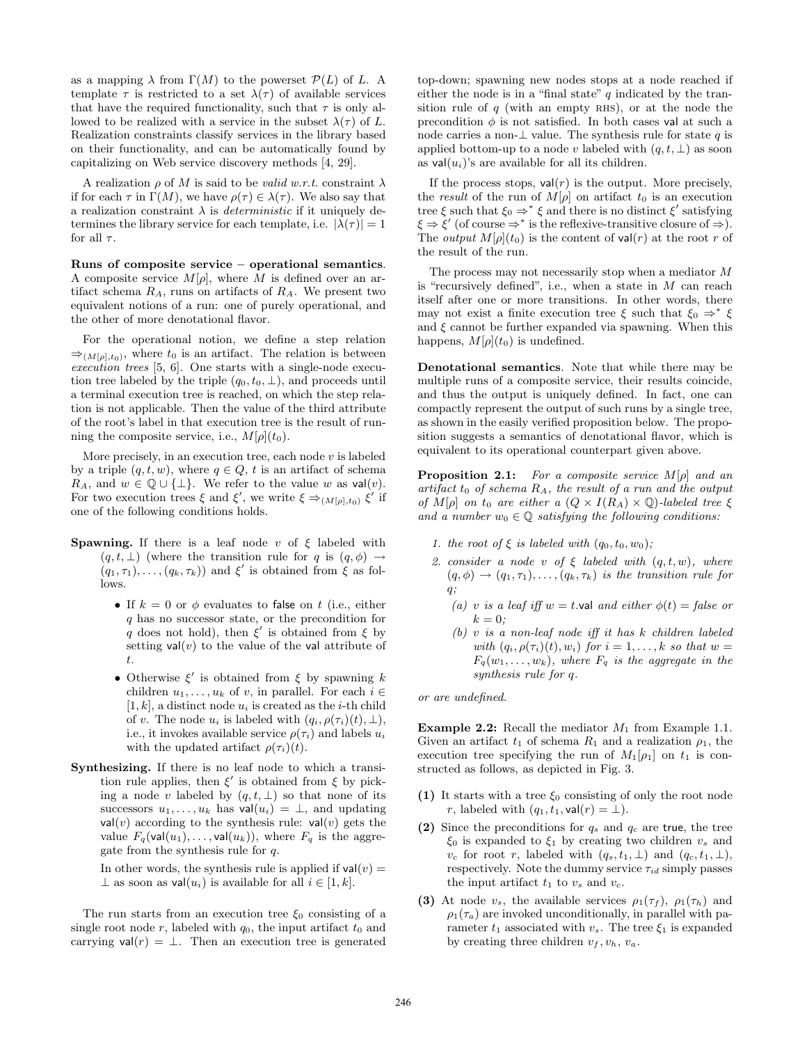as a mapping $\lambda$ from $\Gamma(M)$ to the powerset $\mathcal{P}(L)$ of $L$. A template $\tau$ is restricted to a set $\lambda(\tau)$ of available services that have the required functionality, such that $\tau$ is only allowed to be realized with a service in the subset $\lambda(\tau)$ of $L$. Realization constraints classify services in the library based on their functionality, and can be automatically found by capitalizing on Web service discovery methods [4, 29].

A realization $\rho$ of $M$ is said to be *valid w.r.t.* constraint $\lambda$ if for each $\tau$ in $\Gamma(M)$, we have $\rho(\tau) \in \lambda(\tau)$. We also say that a realization constraint $\lambda$ is *deterministic* if it uniquely determines the library service for each template, i.e. $|\lambda(\tau)| = 1$ for all $\tau$.

**Runs of composite service – operational semantics**. A composite service $M[\rho]$, where $M$ is defined over an artifact schema $R_A$, runs on artifacts of $R_A$. We present two equivalent notions of a run: one of purely operational, and the other of more denotational flavor.

For the operational notion, we define a step relation $\Rightarrow_{(M[\rho],t_0)}$, where $t_0$ is an artifact. The relation is between *execution trees* [5, 6]. One starts with a single-node execution tree labeled by the triple $(q_0, t_0, \bot)$, and proceeds until a terminal execution tree is reached, on which the step relation is not applicable. Then the value of the third attribute of the root's label in that execution tree is the result of running the composite service, i.e., $M[\rho](t_0)$.

More precisely, in an execution tree, each node $v$ is labeled by a triple $(q, t, w)$, where $q \in Q$, $t$ is an artifact of schema $R_A$, and $w \in \mathbb{Q} \cup \{\bot\}$. We refer to the value $w$ as $\mathsf{val}(v)$. For two execution trees $\xi$ and $\xi'$, we write $\xi \Rightarrow_{(M[\rho],t_0)} \xi'$ if one of the following conditions holds.

**Spawning.** If there is a leaf node $v$ of $\xi$ labeled with $(q, t, \bot)$ (where the transition rule for $q$ is $(q, \phi) \rightarrow (q_1, \tau_1), \ldots, (q_k, \tau_k)$) and $\xi'$ is obtained from $\xi$ as follows.

- If $k = 0$ or $\phi$ evaluates to $\mathsf{false}$ on $t$ (i.e., either $q$ has no successor state, or the precondition for $q$ does not hold), then $\xi'$ is obtained from $\xi$ by setting $\mathsf{val}(v)$ to the value of the $\mathsf{val}$ attribute of $t$.
- Otherwise $\xi'$ is obtained from $\xi$ by spawning $k$ children $u_1, \ldots, u_k$ of $v$, in parallel. For each $i \in [1, k]$, a distinct node $u_i$ is created as the $i$-th child of $v$. The node $u_i$ is labeled with $(q_i, \rho(\tau_i)(t), \bot)$, i.e., it invokes available service $\rho(\tau_i)$ and labels $u_i$ with the updated artifact $\rho(\tau_i)(t)$.

**Synthesizing.** If there is no leaf node to which a transition rule applies, then $\xi'$ is obtained from $\xi$ by picking a node $v$ labeled by $(q, t, \bot)$ so that none of its successors $u_1, \ldots, u_k$ has $\mathsf{val}(u_i) = \bot$, and updating $\mathsf{val}(v)$ according to the synthesis rule: $\mathsf{val}(v)$ gets the value $F_q(\mathsf{val}(u_1), \ldots, \mathsf{val}(u_k))$, where $F_q$ is the aggregate from the synthesis rule for $q$.

In other words, the synthesis rule is applied if $\mathsf{val}(v) = \bot$ as soon as $\mathsf{val}(u_i)$ is available for all $i \in [1, k]$.

The run starts from an execution tree $\xi_0$ consisting of a single root node $r$, labeled with $q_0$, the input artifact $t_0$ and carrying $\mathsf{val}(r) = \bot$. Then an execution tree is generated top-down; spawning new nodes stops at a node reached if either the node is in a "final state" $q$ indicated by the transition rule of $q$ (with an empty RHS), or at the node the precondition $\phi$ is not satisfied. In both cases $\mathsf{val}$ at such a node carries a non-$\bot$ value. The synthesis rule for state $q$ is applied bottom-up to a node $v$ labeled with $(q, t, \bot)$ as soon as $\mathsf{val}(u_i)$'s are available for all its children.

If the process stops, $\mathsf{val}(r)$ is the output. More precisely, the *result* of the run of $M[\rho]$ on artifact $t_0$ is an execution tree $\xi$ such that $\xi_0 \Rightarrow^* \xi$ and there is no distinct $\xi'$ satisfying $\xi \Rightarrow \xi'$ (of course $\Rightarrow^*$ is the reflexive-transitive closure of $\Rightarrow$). The *output* $M[\rho](t_0)$ is the content of $\mathsf{val}(r)$ at the root $r$ of the result of the run.

The process may not necessarily stop when a mediator $M$ is "recursively defined", i.e., when a state in $M$ can reach itself after one or more transitions. In other words, there may not exist a finite execution tree $\xi$ such that $\xi_0 \Rightarrow^* \xi$ and $\xi$ cannot be further expanded via spawning. When this happens, $M[\rho](t_0)$ is undefined.

**Denotational semantics**. Note that while there may be multiple runs of a composite service, their results coincide, and thus the output is uniquely defined. In fact, one can compactly represent the output of such runs by a single tree, as shown in the easily verified proposition below. The proposition suggests a semantics of denotational flavor, which is equivalent to its operational counterpart given above.

**Proposition 2.1:** *For a composite service $M[\rho]$ and an artifact $t_0$ of schema $R_A$, the result of a run and the output of $M[\rho]$ on $t_0$ are either a $(Q \times I(R_A) \times \mathbb{Q})$-labeled tree $\xi$ and a number $w_0 \in \mathbb{Q}$ satisfying the following conditions:*

1. *the root of $\xi$ is labeled with $(q_0, t_0, w_0)$;*
2. *consider a node $v$ of $\xi$ labeled with $(q, t, w)$, where $(q, \phi) \rightarrow (q_1, \tau_1), \ldots, (q_k, \tau_k)$ is the transition rule for $q$;*
   - *(a) $v$ is a leaf iff $w = t.\mathsf{val}$ and either $\phi(t) = false$ or $k = 0$;*
   - *(b) $v$ is a non-leaf node iff it has $k$ children labeled with $(q_i, \rho(\tau_i)(t), w_i)$ for $i = 1, \ldots, k$ so that $w = F_q(w_1, \ldots, w_k)$, where $F_q$ is the aggregate in the synthesis rule for $q$.*

*or are undefined.*

**Example 2.2:** Recall the mediator $M_1$ from Example 1.1. Given an artifact $t_1$ of schema $R_1$ and a realization $\rho_1$, the execution tree specifying the run of $M_1[\rho_1]$ on $t_1$ is constructed as follows, as depicted in Fig. 3.

**(1)** It starts with a tree $\xi_0$ consisting of only the root node $r$, labeled with $(q_1, t_1, \mathsf{val}(r) = \bot)$.

**(2)** Since the preconditions for $q_s$ and $q_c$ are $\mathsf{true}$, the tree $\xi_0$ is expanded to $\xi_1$ by creating two children $v_s$ and $v_c$ for root $r$, labeled with $(q_s, t_1, \bot)$ and $(q_c, t_1, \bot)$, respectively. Note the dummy service $\tau_{id}$ simply passes the input artifact $t_1$ to $v_s$ and $v_c$.

**(3)** At node $v_s$, the available services $\rho_1(\tau_f)$, $\rho_1(\tau_h)$ and $\rho_1(\tau_a)$ are invoked unconditionally, in parallel with parameter $t_1$ associated with $v_s$. The tree $\xi_1$ is expanded by creating three children $v_f, v_h, v_a$.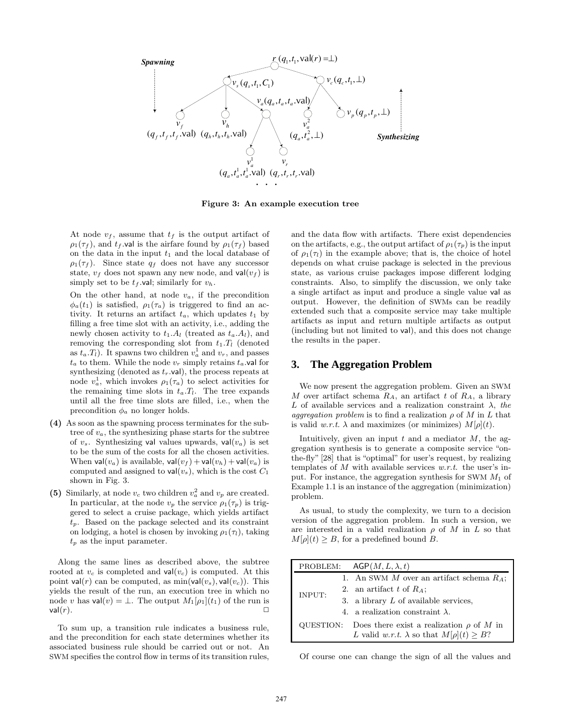Figure 3: An example execution tree

At node $v_f$, assume that $t_f$ is the output artifact of $\rho_1(\tau_f)$, and $t_f$.val is the airfare found by $\rho_1(\tau_f)$ based on the data in the input $t_1$ and the local database of $\rho_1(\tau_f)$. Since state $q_f$ does not have any successor state, $v_f$ does not spawn any new node, and $\mathsf{val}(v_f)$ is simply set to be $t_f$.val; similarly for $v_h$.

On the other hand, at node $v_a$, if the precondition $\phi_a(t_1)$ is satisfied, $\rho_1(\tau_a)$ is triggered to find an activity. It returns an artifact $t_a$, which updates $t_1$ by filling a free time slot with an activity, i.e., adding the newly chosen activity to $t_1.A_l$ (treated as $t_a.A_l$), and removing the corresponding slot from $t_1.T_l$ (denoted as $t_a.T_l$). It spawns two children $v_a^1$ and $v_r$, and passes $t_a$ to them. While the node $v_r$ simply retains $t_a$.val for synthesizing (denoted as $t_r$.val), the process repeats at node $v_a^1$, which invokes $\rho_1(\tau_a)$ to select activities for the remaining time slots in $t_a.T_l$. The tree expands until all the free time slots are filled, i.e., when the precondition $\phi_a$ no longer holds.

**(4)** As soon as the spawning process terminates for the subtree of $v_a$, the synthesizing phase starts for the subtree of $v_s$. Synthesizing val values upwards, $\mathsf{val}(v_a)$ is set to be the sum of the costs for all the chosen activities. When $\mathsf{val}(v_a)$ is available, $\mathsf{val}(v_f) + \mathsf{val}(v_h) + \mathsf{val}(v_a)$ is computed and assigned to $\mathsf{val}(v_s)$, which is the cost $C_1$ shown in Fig. 3.

**(5)** Similarly, at node $v_c$ two children $v_a^2$ and $v_p$ are created. In particular, at the node $v_p$ the service $\rho_1(\tau_p)$ is triggered to select a cruise package, which yields artifact $t_p$. Based on the package selected and its constraint on lodging, a hotel is chosen by invoking $\rho_1(\tau_l)$, taking $t_p$ as the input parameter.

Along the same lines as described above, the subtree rooted at $v_c$ is completed and $\mathsf{val}(v_c)$ is computed. At this point $\mathsf{val}(r)$ can be computed, as $\min(\mathsf{val}(v_s), \mathsf{val}(v_c))$. This yields the result of the run, an execution tree in which no node $v$ has $\mathsf{val}(v) = \bot$. The output $M_1[\rho_1](t_1)$ of the run is $\mathsf{val}(r)$. □

To sum up, a transition rule indicates a business rule, and the precondition for each state determines whether its associated business rule should be carried out or not. An SWM specifies the control flow in terms of its transition rules, and the data flow with artifacts. There exist dependencies on the artifacts, e.g., the output artifact of $\rho_1(\tau_p)$ is the input of $\rho_1(\tau_l)$ in the example above; that is, the choice of hotel depends on what cruise package is selected in the previous state, as various cruise packages impose different lodging constraints. Also, to simplify the discussion, we only take a single artifact as input and produce a single value val as output. However, the definition of SWMs can be readily extended such that a composite service may take multiple artifacts as input and return multiple artifacts as output (including but not limited to val), and this does not change the results in the paper.

## 3. The Aggregation Problem

We now present the aggregation problem. Given an SWM $M$ over artifact schema $R_A$, an artifact $t$ of $R_A$, a library $L$ of available services and a realization constraint $\lambda$, *the aggregation problem* is to find a realization $\rho$ of $M$ in $L$ that is valid *w.r.t.* $\lambda$ and maximizes (or minimizes) $M[\rho](t)$.

Intuitively, given an input $t$ and a mediator $M$, the aggregation synthesis is to generate a composite service "on-the-fly" [28] that is "optimal" for user's request, by realizing templates of $M$ with available services *w.r.t.* the user's input. For instance, the aggregation synthesis for SWM $M_1$ of Example 1.1 is an instance of the aggregation (minimization) problem.

As usual, to study the complexity, we turn to a decision version of the aggregation problem. In such a version, we are interested in a valid realization $\rho$ of $M$ in $L$ so that $M[\rho](t) \geq B$, for a predefined bound $B$.

| PROBLEM: | $\mathsf{AGP}(M, L, \lambda, t)$ |
|---|---|
| INPUT: | 1. An SWM $M$ over an artifact schema $R_A$; <br> 2. an artifact $t$ of $R_A$; <br> 3. a library $L$ of available services, <br> 4. a realization constraint $\lambda$. |
| QUESTION: | Does there exist a realization $\rho$ of $M$ in $L$ valid *w.r.t.* $\lambda$ so that $M[\rho](t) \geq B$? |

Of course one can change the sign of all the values and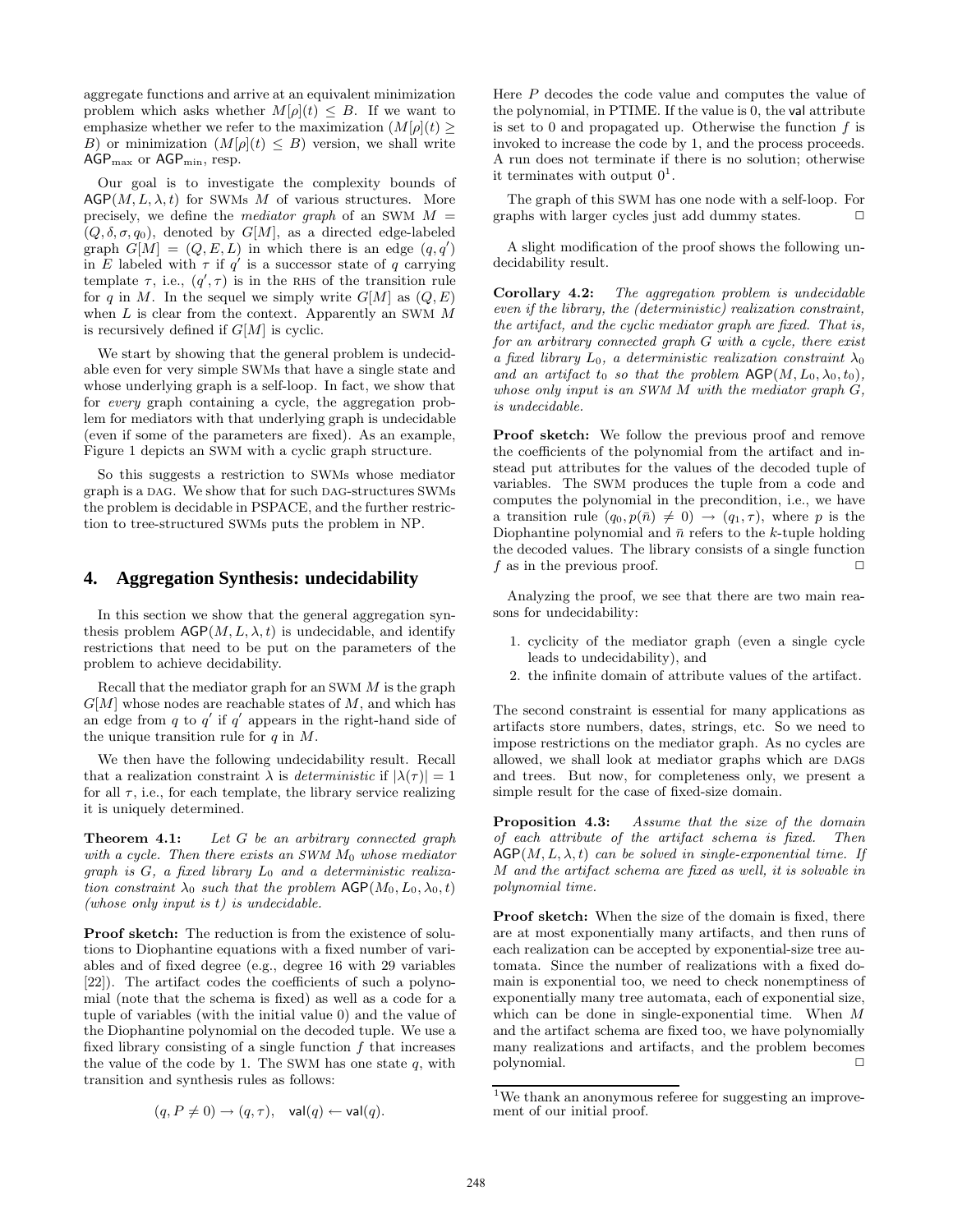aggregate functions and arrive at an equivalent minimization problem which asks whether $M[\rho](t) \leq B$. If we want to emphasize whether we refer to the maximization ($M[\rho](t) \geq B$) or minimization ($M[\rho](t) \leq B$) version, we shall write $\mathsf{AGP}_{\max}$ or $\mathsf{AGP}_{\min}$, resp.

Our goal is to investigate the complexity bounds of $\mathsf{AGP}(M, L, \lambda, t)$ for SWMs $M$ of various structures. More precisely, we define the *mediator graph* of an SWM $M = (Q, \delta, \sigma, q_0)$, denoted by $G[M]$, as a directed edge-labeled graph $G[M] = (Q, E, L)$ in which there is an edge $(q, q')$ in $E$ labeled with $\tau$ if $q'$ is a successor state of $q$ carrying template $\tau$, i.e., $(q', \tau)$ is in the RHS of the transition rule for $q$ in $M$. In the sequel we simply write $G[M]$ as $(Q, E)$ when $L$ is clear from the context. Apparently an SWM $M$ is recursively defined if $G[M]$ is cyclic.

We start by showing that the general problem is undecidable even for very simple SWMs that have a single state and whose underlying graph is a self-loop. In fact, we show that for *every* graph containing a cycle, the aggregation problem for mediators with that underlying graph is undecidable (even if some of the parameters are fixed). As an example, Figure 1 depicts an SWM with a cyclic graph structure.

So this suggests a restriction to SWMs whose mediator graph is a DAG. We show that for such DAG-structures SWMs the problem is decidable in PSPACE, and the further restriction to tree-structured SWMs puts the problem in NP.

## 4. Aggregation Synthesis: undecidability

In this section we show that the general aggregation synthesis problem $\mathsf{AGP}(M, L, \lambda, t)$ is undecidable, and identify restrictions that need to be put on the parameters of the problem to achieve decidability.

Recall that the mediator graph for an SWM $M$ is the graph $G[M]$ whose nodes are reachable states of $M$, and which has an edge from $q$ to $q'$ if $q'$ appears in the right-hand side of the unique transition rule for $q$ in $M$.

We then have the following undecidability result. Recall that a realization constraint $\lambda$ is *deterministic* if $|\lambda(\tau)| = 1$ for all $\tau$, i.e., for each template, the library service realizing it is uniquely determined.

**Theorem 4.1:** *Let $G$ be an arbitrary connected graph with a cycle. Then there exists an SWM $M_0$ whose mediator graph is $G$, a fixed library $L_0$ and a deterministic realization constraint $\lambda_0$ such that the problem $\mathsf{AGP}(M_0, L_0, \lambda_0, t)$ (whose only input is $t$) is undecidable.*

**Proof sketch:** The reduction is from the existence of solutions to Diophantine equations with a fixed number of variables and of fixed degree (e.g., degree 16 with 29 variables [22]). The artifact codes the coefficients of such a polynomial (note that the schema is fixed) as well as a code for a tuple of variables (with the initial value 0) and the value of the Diophantine polynomial on the decoded tuple. We use a fixed library consisting of a single function $f$ that increases the value of the code by 1. The SWM has one state $q$, with transition and synthesis rules as follows:

$$(q, P \neq 0) \rightarrow (q, \tau), \quad \mathsf{val}(q) \leftarrow \mathsf{val}(q).$$

Here $P$ decodes the code value and computes the value of the polynomial, in PTIME. If the value is 0, the $\mathsf{val}$ attribute is set to 0 and propagated up. Otherwise the function $f$ is invoked to increase the code by 1, and the process proceeds. A run does not terminate if there is no solution; otherwise it terminates with output 0[1].

The graph of this SWM has one node with a self-loop. For graphs with larger cycles just add dummy states. $\Box$

A slight modification of the proof shows the following undecidability result.

**Corollary 4.2:** *The aggregation problem is undecidable even if the library, the (deterministic) realization constraint, the artifact, and the cyclic mediator graph are fixed. That is, for an arbitrary connected graph $G$ with a cycle, there exist a fixed library $L_0$, a deterministic realization constraint $\lambda_0$ and an artifact $t_0$ so that the problem $\mathsf{AGP}(M, L_0, \lambda_0, t_0)$, whose only input is an SWM $M$ with the mediator graph $G$, is undecidable.*

**Proof sketch:** We follow the previous proof and remove the coefficients of the polynomial from the artifact and instead put attributes for the values of the decoded tuple of variables. The SWM produces the tuple from a code and computes the polynomial in the precondition, i.e., we have a transition rule $(q_0, p(\bar{n}) \neq 0) \rightarrow (q_1, \tau)$, where $p$ is the Diophantine polynomial and $\bar{n}$ refers to the $k$-tuple holding the decoded values. The library consists of a single function $f$ as in the previous proof. $\Box$

Analyzing the proof, we see that there are two main reasons for undecidability:

1. cyclicity of the mediator graph (even a single cycle leads to undecidability), and
2. the infinite domain of attribute values of the artifact.

The second constraint is essential for many applications as artifacts store numbers, dates, strings, etc. So we need to impose restrictions on the mediator graph. As no cycles are allowed, we shall look at mediator graphs which are DAGs and trees. But now, for completeness only, we present a simple result for the case of fixed-size domain.

**Proposition 4.3:** *Assume that the size of the domain of each attribute of the artifact schema is fixed. Then $\mathsf{AGP}(M, L, \lambda, t)$ can be solved in single-exponential time. If $M$ and the artifact schema are fixed as well, it is solvable in polynomial time.*

**Proof sketch:** When the size of the domain is fixed, there are at most exponentially many artifacts, and then runs of each realization can be accepted by exponential-size tree automata. Since the number of realizations with a fixed domain is exponential too, we need to check nonemptiness of exponentially many tree automata, each of exponential size, which can be done in single-exponential time. When $M$ and the artifact schema are fixed too, we have polynomially many realizations and artifacts, and the problem becomes polynomial. $\Box$

---

[1] We thank an anonymous referee for suggesting an improvement of our initial proof.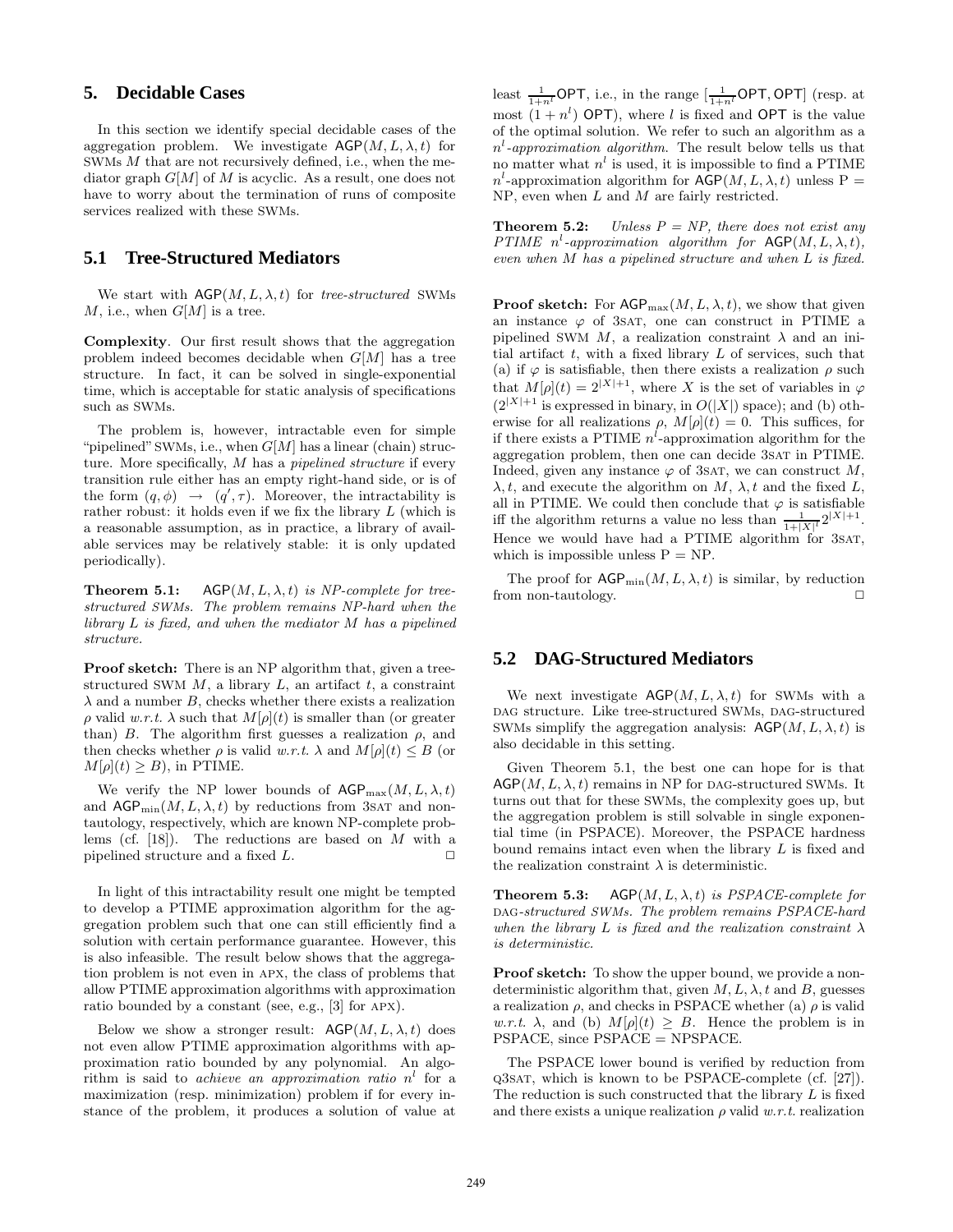## 5. Decidable Cases

In this section we identify special decidable cases of the aggregation problem. We investigate $\mathsf{AGP}(M, L, \lambda, t)$ for SWMs $M$ that are not recursively defined, i.e., when the mediator graph $G[M]$ of $M$ is acyclic. As a result, one does not have to worry about the termination of runs of composite services realized with these SWMs.

### 5.1 Tree-Structured Mediators

We start with $\mathsf{AGP}(M, L, \lambda, t)$ for *tree-structured* SWMs $M$, i.e., when $G[M]$ is a tree.

**Complexity**. Our first result shows that the aggregation problem indeed becomes decidable when $G[M]$ has a tree structure. In fact, it can be solved in single-exponential time, which is acceptable for static analysis of specifications such as SWMs.

The problem is, however, intractable even for simple "pipelined" SWMs, i.e., when $G[M]$ has a linear (chain) structure. More specifically, $M$ has a *pipelined structure* if every transition rule either has an empty right-hand side, or is of the form $(q, \phi) \rightarrow (q', \tau)$. Moreover, the intractability is rather robust: it holds even if we fix the library $L$ (which is a reasonable assumption, as in practice, a library of available services may be relatively stable: it is only updated periodically).

**Theorem 5.1:** $\mathsf{AGP}(M, L, \lambda, t)$ *is NP-complete for tree-structured SWMs. The problem remains NP-hard when the library $L$ is fixed, and when the mediator $M$ has a pipelined structure.*

**Proof sketch:** There is an NP algorithm that, given a tree-structured SWM $M$, a library $L$, an artifact $t$, a constraint $\lambda$ and a number $B$, checks whether there exists a realization $\rho$ valid *w.r.t.* $\lambda$ such that $M[\rho](t)$ is smaller than (or greater than) $B$. The algorithm first guesses a realization $\rho$, and then checks whether $\rho$ is valid *w.r.t.* $\lambda$ and $M[\rho](t) \leq B$ (or $M[\rho](t) \geq B$), in PTIME.

We verify the NP lower bounds of $\mathsf{AGP}_{\max}(M, L, \lambda, t)$ and $\mathsf{AGP}_{\min}(M, L, \lambda, t)$ by reductions from 3SAT and non-tautology, respectively, which are known NP-complete problems (cf. [18]). The reductions are based on $M$ with a pipelined structure and a fixed $L$. □

In light of this intractability result one might be tempted to develop a PTIME approximation algorithm for the aggregation problem such that one can still efficiently find a solution with certain performance guarantee. However, this is also infeasible. The result below shows that the aggregation problem is not even in APX, the class of problems that allow PTIME approximation algorithms with approximation ratio bounded by a constant (see, e.g., [3] for APX).

Below we show a stronger result: $\mathsf{AGP}(M, L, \lambda, t)$ does not even allow PTIME approximation algorithms with approximation ratio bounded by any polynomial. An algorithm is said to *achieve an approximation ratio* $n^l$ for a maximization (resp. minimization) problem if for every instance of the problem, it produces a solution of value at least $\frac{1}{1+n^l}\mathsf{OPT}$, i.e., in the range $[\frac{1}{1+n^l}\mathsf{OPT}, \mathsf{OPT}]$ (resp. at most $(1 + n^l)$ $\mathsf{OPT}$), where $l$ is fixed and $\mathsf{OPT}$ is the value of the optimal solution. We refer to such an algorithm as a $n^l$*-approximation algorithm*. The result below tells us that no matter what $n^l$ is used, it is impossible to find a PTIME $n^l$-approximation algorithm for $\mathsf{AGP}(M, L, \lambda, t)$ unless P = NP, even when $L$ and $M$ are fairly restricted.

**Theorem 5.2:** *Unless P = NP, there does not exist any PTIME $n^l$-approximation algorithm for $\mathsf{AGP}(M, L, \lambda, t)$, even when $M$ has a pipelined structure and when $L$ is fixed.*

**Proof sketch:** For $\mathsf{AGP}_{\max}(M, L, \lambda, t)$, we show that given an instance $\varphi$ of 3SAT, one can construct in PTIME a pipelined SWM $M$, a realization constraint $\lambda$ and an initial artifact $t$, with a fixed library $L$ of services, such that (a) if $\varphi$ is satisfiable, then there exists a realization $\rho$ such that $M[\rho](t) = 2^{|X|+1}$, where $X$ is the set of variables in $\varphi$ ($2^{|X|+1}$ is expressed in binary, in $O(|X|)$ space); and (b) otherwise for all realizations $\rho$, $M[\rho](t) = 0$. This suffices, for if there exists a PTIME $n^l$-approximation algorithm for the aggregation problem, then one can decide 3SAT in PTIME. Indeed, given any instance $\varphi$ of 3SAT, we can construct $M$, $\lambda, t$, and execute the algorithm on $M$, $\lambda, t$ and the fixed $L$, all in PTIME. We could then conclude that $\varphi$ is satisfiable iff the algorithm returns a value no less than $\frac{1}{1+|X|^l}2^{|X|+1}$. Hence we would have had a PTIME algorithm for 3SAT, which is impossible unless P = NP.

The proof for $\mathsf{AGP}_{\min}(M, L, \lambda, t)$ is similar, by reduction from non-tautology. □

### 5.2 DAG-Structured Mediators

We next investigate $\mathsf{AGP}(M, L, \lambda, t)$ for SWMs with a DAG structure. Like tree-structured SWMs, DAG-structured SWMs simplify the aggregation analysis: $\mathsf{AGP}(M, L, \lambda, t)$ is also decidable in this setting.

Given Theorem 5.1, the best one can hope for is that $\mathsf{AGP}(M, L, \lambda, t)$ remains in NP for DAG-structured SWMs. It turns out that for these SWMs, the complexity goes up, but the aggregation problem is still solvable in single exponential time (in PSPACE). Moreover, the PSPACE hardness bound remains intact even when the library $L$ is fixed and the realization constraint $\lambda$ is deterministic.

**Theorem 5.3:** $\mathsf{AGP}(M, L, \lambda, t)$ *is PSPACE-complete for DAG-structured SWMs. The problem remains PSPACE-hard when the library $L$ is fixed and the realization constraint $\lambda$ is deterministic.*

**Proof sketch:** To show the upper bound, we provide a nondeterministic algorithm that, given $M, L, \lambda, t$ and $B$, guesses a realization $\rho$, and checks in PSPACE whether (a) $\rho$ is valid *w.r.t.* $\lambda$, and (b) $M[\rho](t) \geq B$. Hence the problem is in PSPACE, since PSPACE = NPSPACE.

The PSPACE lower bound is verified by reduction from Q3SAT, which is known to be PSPACE-complete (cf. [27]). The reduction is such constructed that the library $L$ is fixed and there exists a unique realization $\rho$ valid *w.r.t.* realization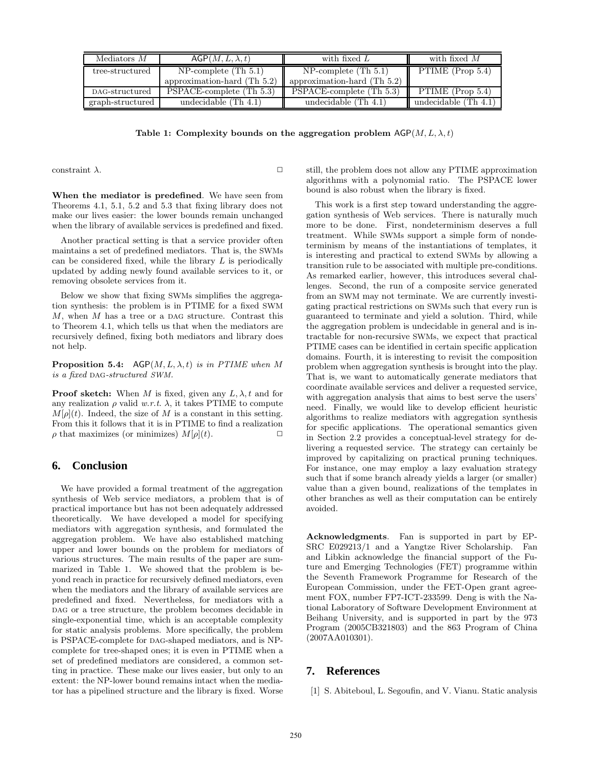| Mediators $M$ | $\mathsf{AGP}(M, L, \lambda, t)$ | with fixed $L$ | with fixed $M$ |
|---|---|---|---|
| tree-structured | NP-complete (Th 5.1) approximation-hard (Th 5.2) | NP-complete (Th 5.1) approximation-hard (Th 5.2) | PTIME (Prop 5.4) |
| DAG-structured | PSPACE-complete (Th 5.3) | PSPACE-complete (Th 5.3) | PTIME (Prop 5.4) |
| graph-structured | undecidable (Th 4.1) | undecidable (Th 4.1) | undecidable (Th 4.1) |

**Table 1: Complexity bounds on the aggregation problem $\mathsf{AGP}(M, L, \lambda, t)$**

constraint $\lambda$. □

**When the mediator is predefined**. We have seen from Theorems 4.1, 5.1, 5.2 and 5.3 that fixing library does not make our lives easier: the lower bounds remain unchanged when the library of available services is predefined and fixed.

Another practical setting is that a service provider often maintains a set of predefined mediators. That is, the SWMs can be considered fixed, while the library $L$ is periodically updated by adding newly found available services to it, or removing obsolete services from it.

Below we show that fixing SWMs simplifies the aggregation synthesis: the problem is in PTIME for a fixed SWM $M$, when $M$ has a tree or a DAG structure. Contrast this to Theorem 4.1, which tells us that when the mediators are recursively defined, fixing both mediators and library does not help.

**Proposition 5.4:** *$\mathsf{AGP}(M, L, \lambda, t)$ is in PTIME when $M$ is a fixed DAG-structured SWM.*

**Proof sketch:** When $M$ is fixed, given any $L, \lambda, t$ and for any realization $\rho$ valid *w.r.t.* $\lambda$, it takes PTIME to compute $M[\rho](t)$. Indeed, the size of $M$ is a constant in this setting. From this it follows that it is in PTIME to find a realization $\rho$ that maximizes (or minimizes) $M[\rho](t)$. □

## 6. Conclusion

We have provided a formal treatment of the aggregation synthesis of Web service mediators, a problem that is of practical importance but has not been adequately addressed theoretically. We have developed a model for specifying mediators with aggregation synthesis, and formulated the aggregation problem. We have also established matching upper and lower bounds on the problem for mediators of various structures. The main results of the paper are summarized in Table 1. We showed that the problem is beyond reach in practice for recursively defined mediators, even when the mediators and the library of available services are predefined and fixed. Nevertheless, for mediators with a DAG or a tree structure, the problem becomes decidable in single-exponential time, which is an acceptable complexity for static analysis problems. More specifically, the problem is PSPACE-complete for DAG-shaped mediators, and is NP-complete for tree-shaped ones; it is even in PTIME when a set of predefined mediators are considered, a common setting in practice. These make our lives easier, but only to an extent: the NP-lower bound remains intact when the mediator has a pipelined structure and the library is fixed. Worse still, the problem does not allow any PTIME approximation algorithms with a polynomial ratio. The PSPACE lower bound is also robust when the library is fixed.

This work is a first step toward understanding the aggregation synthesis of Web services. There is naturally much more to be done. First, nondeterminism deserves a full treatment. While SWMs support a simple form of nondeterminism by means of the instantiations of templates, it is interesting and practical to extend SWMs by allowing a transition rule to be associated with multiple pre-conditions. As remarked earlier, however, this introduces several challenges. Second, the run of a composite service generated from an SWM may not terminate. We are currently investigating practical restrictions on SWMs such that every run is guaranteed to terminate and yield a solution. Third, while the aggregation problem is undecidable in general and is intractable for non-recursive SWMs, we expect that practical PTIME cases can be identified in certain specific application domains. Fourth, it is interesting to revisit the composition problem when aggregation synthesis is brought into the play. That is, we want to automatically generate mediators that coordinate available services and deliver a requested service, with aggregation analysis that aims to best serve the users' need. Finally, we would like to develop efficient heuristic algorithms to realize mediators with aggregation synthesis for specific applications. The operational semantics given in Section 2.2 provides a conceptual-level strategy for delivering a requested service. The strategy can certainly be improved by capitalizing on practical pruning techniques. For instance, one may employ a lazy evaluation strategy such that if some branch already yields a larger (or smaller) value than a given bound, realizations of the templates in other branches as well as their computation can be entirely avoided.

**Acknowledgments**. Fan is supported in part by EPSRC E029213/1 and a Yangtze River Scholarship. Fan and Libkin acknowledge the financial support of the Future and Emerging Technologies (FET) programme within the Seventh Framework Programme for Research of the European Commission, under the FET-Open grant agreement FOX, number FP7-ICT-233599. Deng is with the National Laboratory of Software Development Environment at Beihang University, and is supported in part by the 973 Program (2005CB321803) and the 863 Program of China (2007AA010301).

## 7. References

[1] S. Abiteboul, L. Segoufin, and V. Vianu. Static analysis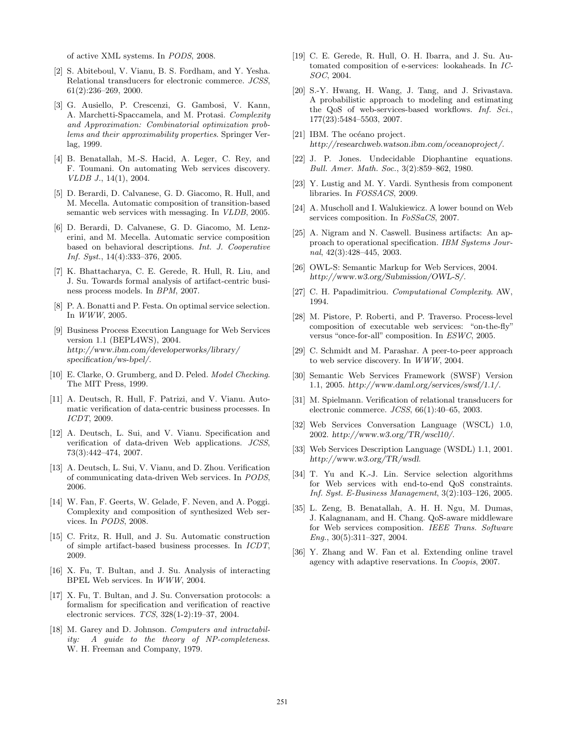of active XML systems. In *PODS*, 2008.

[2] S. Abiteboul, V. Vianu, B. S. Fordham, and Y. Yesha. Relational transducers for electronic commerce. *JCSS*, 61(2):236–269, 2000.

[3] G. Ausiello, P. Crescenzi, G. Gambosi, V. Kann, A. Marchetti-Spaccamela, and M. Protasi. *Complexity and Approximation: Combinatorial optimization problems and their approximability properties*. Springer Verlag, 1999.

[4] B. Benatallah, M.-S. Hacid, A. Leger, C. Rey, and F. Toumani. On automating Web services discovery. *VLDB J.*, 14(1), 2004.

[5] D. Berardi, D. Calvanese, G. D. Giacomo, R. Hull, and M. Mecella. Automatic composition of transition-based semantic web services with messaging. In *VLDB*, 2005.

[6] D. Berardi, D. Calvanese, G. D. Giacomo, M. Lenzerini, and M. Mecella. Automatic service composition based on behavioral descriptions. *Int. J. Cooperative Inf. Syst.*, 14(4):333–376, 2005.

[7] K. Bhattacharya, C. E. Gerede, R. Hull, R. Liu, and J. Su. Towards formal analysis of artifact-centric business process models. In *BPM*, 2007.

[8] P. A. Bonatti and P. Festa. On optimal service selection. In *WWW*, 2005.

[9] Business Process Execution Language for Web Services version 1.1 (BEPL4WS), 2004. *http://www.ibm.com/developerworks/library/specification/ws-bpel/*.

[10] E. Clarke, O. Grumberg, and D. Peled. *Model Checking*. The MIT Press, 1999.

[11] A. Deutsch, R. Hull, F. Patrizi, and V. Vianu. Automatic verification of data-centric business processes. In *ICDT*, 2009.

[12] A. Deutsch, L. Sui, and V. Vianu. Specification and verification of data-driven Web applications. *JCSS*, 73(3):442–474, 2007.

[13] A. Deutsch, L. Sui, V. Vianu, and D. Zhou. Verification of communicating data-driven Web services. In *PODS*, 2006.

[14] W. Fan, F. Geerts, W. Gelade, F. Neven, and A. Poggi. Complexity and composition of synthesized Web services. In *PODS*, 2008.

[15] C. Fritz, R. Hull, and J. Su. Automatic construction of simple artifact-based business processes. In *ICDT*, 2009.

[16] X. Fu, T. Bultan, and J. Su. Analysis of interacting BPEL Web services. In *WWW*, 2004.

[17] X. Fu, T. Bultan, and J. Su. Conversation protocols: a formalism for specification and verification of reactive electronic services. *TCS*, 328(1-2):19–37, 2004.

[18] M. Garey and D. Johnson. *Computers and intractability: A guide to the theory of NP-completeness*. W. H. Freeman and Company, 1979.

[19] C. E. Gerede, R. Hull, O. H. Ibarra, and J. Su. Automated composition of e-services: lookaheads. In *ICSOC*, 2004.

[20] S.-Y. Hwang, H. Wang, J. Tang, and J. Srivastava. A probabilistic approach to modeling and estimating the QoS of web-services-based workflows. *Inf. Sci.*, 177(23):5484–5503, 2007.

[21] IBM. The océano project. *http://researchweb.watson.ibm.com/oceanoproject/*.

[22] J. P. Jones. Undecidable Diophantine equations. *Bull. Amer. Math. Soc.*, 3(2):859–862, 1980.

[23] Y. Lustig and M. Y. Vardi. Synthesis from component libraries. In *FOSSACS*, 2009.

[24] A. Muscholl and I. Walukiewicz. A lower bound on Web services composition. In *FoSSaCS*, 2007.

[25] A. Nigram and N. Caswell. Business artifacts: An approach to operational specification. *IBM Systems Journal*, 42(3):428–445, 2003.

[26] OWL-S: Semantic Markup for Web Services, 2004. *http://www.w3.org/Submission/OWL-S/*.

[27] C. H. Papadimitriou. *Computational Complexity*. AW, 1994.

[28] M. Pistore, P. Roberti, and P. Traverso. Process-level composition of executable web services: "on-the-fly" versus "once-for-all" composition. In *ESWC*, 2005.

[29] C. Schmidt and M. Parashar. A peer-to-peer approach to web service discovery. In *WWW*, 2004.

[30] Semantic Web Services Framework (SWSF) Version 1.1, 2005. *http://www.daml.org/services/swsf/1.1/*.

[31] M. Spielmann. Verification of relational transducers for electronic commerce. *JCSS*, 66(1):40–65, 2003.

[32] Web Services Conversation Language (WSCL) 1.0, 2002. *http://www.w3.org/TR/wscl10/*.

[33] Web Services Description Language (WSDL) 1.1, 2001. *http://www.w3.org/TR/wsdl*.

[34] T. Yu and K.-J. Lin. Service selection algorithms for Web services with end-to-end QoS constraints. *Inf. Syst. E-Business Management*, 3(2):103–126, 2005.

[35] L. Zeng, B. Benatallah, A. H. H. Ngu, M. Dumas, J. Kalagnanam, and H. Chang. QoS-aware middleware for Web services composition. *IEEE Trans. Software Eng.*, 30(5):311–327, 2004.

[36] Y. Zhang and W. Fan et al. Extending online travel agency with adaptive reservations. In *Coopis*, 2007.